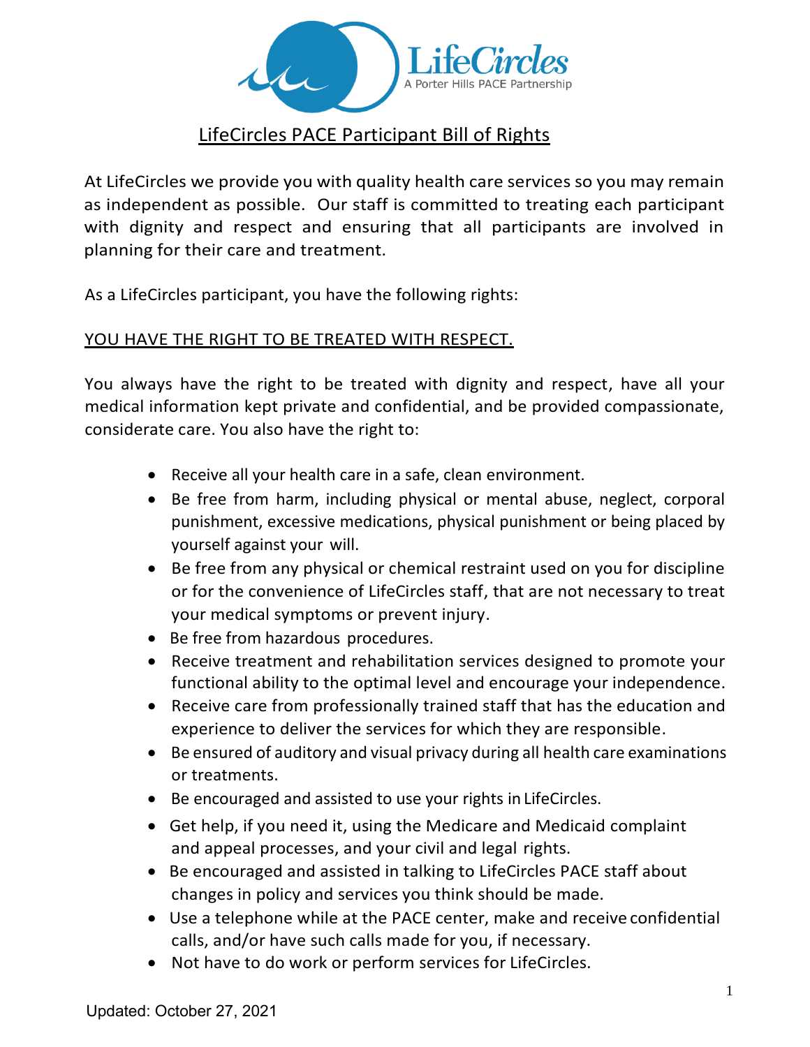LifeCircles

A Porter Hills PACE Partnership

# LifeCircles PACE Participant Bill of Rights

At LifeCircles we provide you with quality health care services so you may remain as independent as possible. Our staff is committed to treating each participant with dignity and respect and ensuring that all participants are involved in planning for their care and treatment.

As a LifeCircles participant, you have the following rights:

## YOU HAVE THE RIGHT TO BE TREATED WITH RESPECT.

You always have the right to be treated with dignity and respect, have all your medical information kept private and confidential, and be provided compassionate, considerate care. You also have the right to:

- Receive all your health care in a safe, clean environment.
- Be free from harm, including physical or mental abuse, neglect, corporal punishment, excessive medications, physical punishment or being placed by yourself against your will.
- Be free from any physical or chemical restraint used on you for discipline or for the convenience of LifeCircles staff, that are not necessary to treat your medical symptoms or prevent injury.
- Be free from hazardous procedures.
- Receive treatment and rehabilitation services designed to promote your functional ability to the optimal level and encourage your independence.
- Receive care from professionally trained staff that has the education and experience to deliver the services for which they are responsible.
- Be ensured of auditory and visual privacy during all health care examinations or treatments.
- Be encouraged and assisted to use your rights in LifeCircles.
- Get help, if you need it, using the Medicare and Medicaid complaint and appeal processes, and your civil and legal rights.
- Be encouraged and assisted in talking to LifeCircles PACE staff about changes in policy and services you think should be made.
- Use a telephone while at the PACE center, make and receive confidential calls, and/or have such calls made for you, if necessary.
- Not have to do work or perform services for LifeCircles.

Updated: October 27, 2021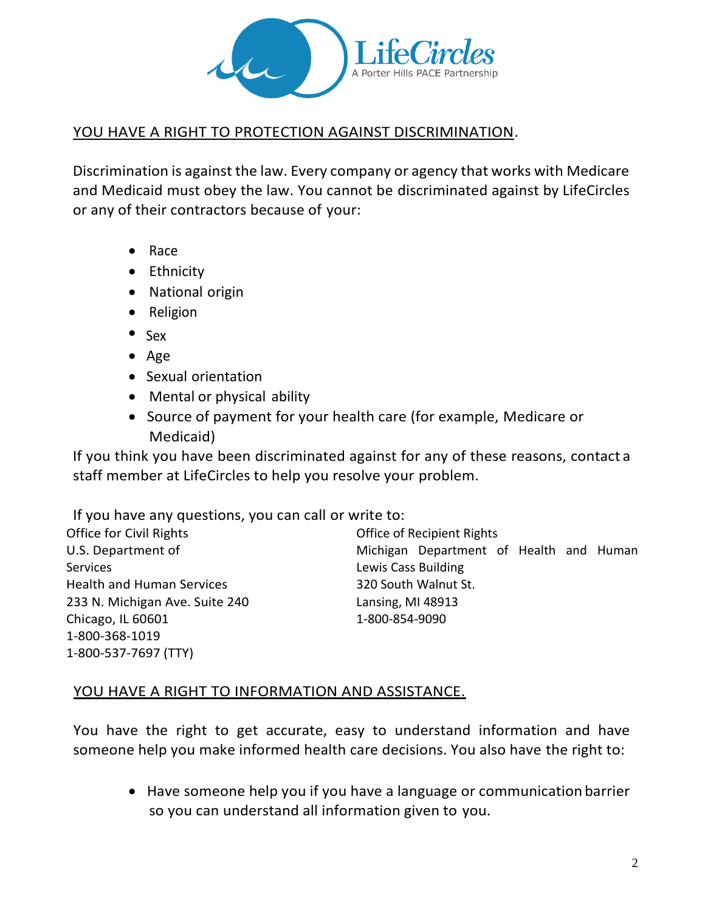LifeCircles
A Porter Hills PACE Partnership

## YOU HAVE A RIGHT TO PROTECTION AGAINST DISCRIMINATION.

Discrimination is against the law. Every company or agency that works with Medicare and Medicaid must obey the law. You cannot be discriminated against by LifeCircles or any of their contractors because of your:

- Race
- Ethnicity
- National origin
- Religion
- Sex
- Age
- Sexual orientation
- Mental or physical ability
- Source of payment for your health care (for example, Medicare or Medicaid)

If you think you have been discriminated against for any of these reasons, contact a staff member at LifeCircles to help you resolve your problem.

If you have any questions, you can call or write to:

Office for Civil Rights
U.S. Department of
Services
Health and Human Services
233 N. Michigan Ave. Suite 240
Chicago, IL 60601
1-800-368-1019
1-800-537-7697 (TTY)

Office of Recipient Rights
Michigan Department of Health and Human
Lewis Cass Building
320 South Walnut St.
Lansing, MI 48913
1-800-854-9090

## YOU HAVE A RIGHT TO INFORMATION AND ASSISTANCE.

You have the right to get accurate, easy to understand information and have someone help you make informed health care decisions. You also have the right to:

- Have someone help you if you have a language or communication barrier so you can understand all information given to you.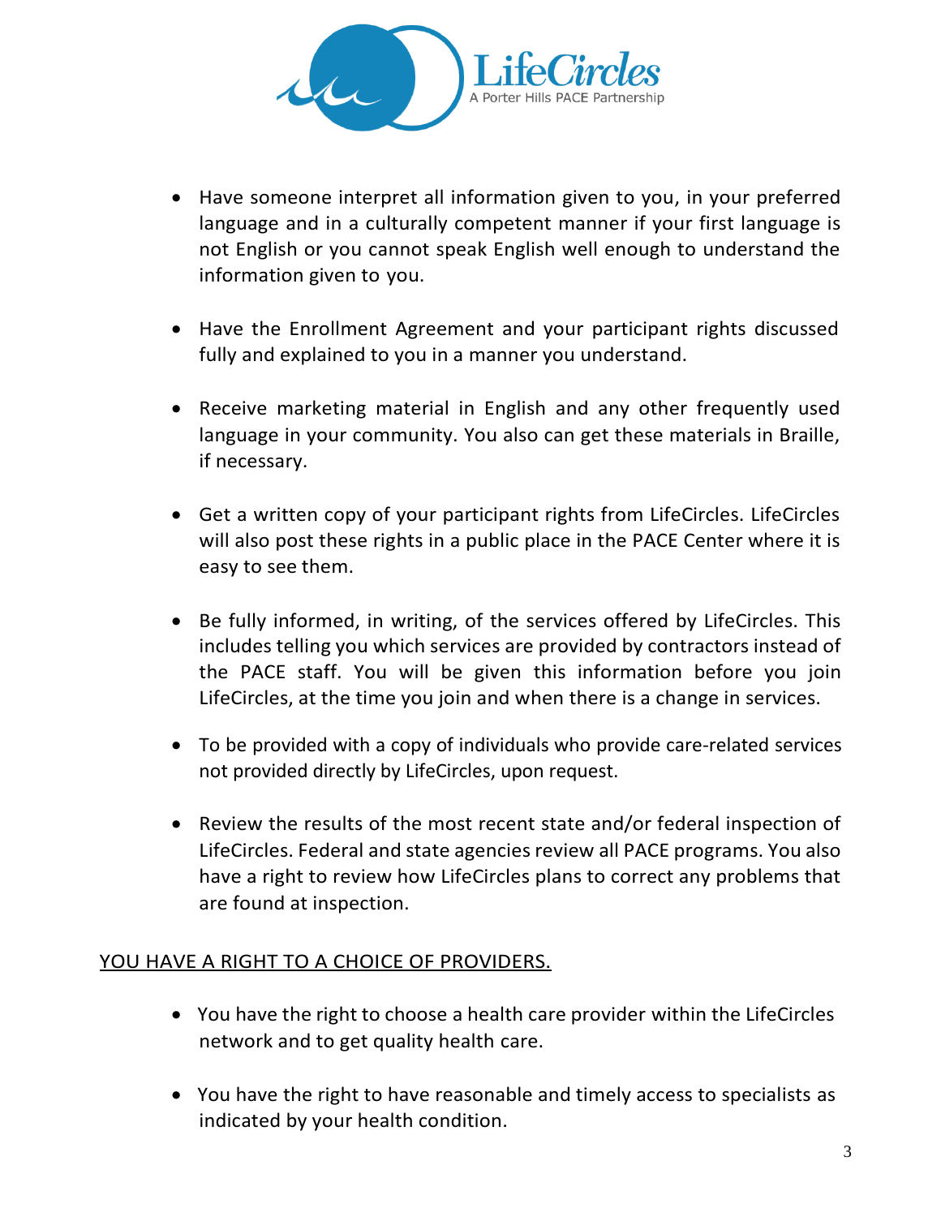- Have someone interpret all information given to you, in your preferred language and in a culturally competent manner if your first language is not English or you cannot speak English well enough to understand the information given to you.

- Have the Enrollment Agreement and your participant rights discussed fully and explained to you in a manner you understand.

- Receive marketing material in English and any other frequently used language in your community. You also can get these materials in Braille, if necessary.

- Get a written copy of your participant rights from LifeCircles. LifeCircles will also post these rights in a public place in the PACE Center where it is easy to see them.

- Be fully informed, in writing, of the services offered by LifeCircles. This includes telling you which services are provided by contractors instead of the PACE staff. You will be given this information before you join LifeCircles, at the time you join and when there is a change in services.

- To be provided with a copy of individuals who provide care-related services not provided directly by LifeCircles, upon request.

- Review the results of the most recent state and/or federal inspection of LifeCircles. Federal and state agencies review all PACE programs. You also have a right to review how LifeCircles plans to correct any problems that are found at inspection.

<u>YOU HAVE A RIGHT TO A CHOICE OF PROVIDERS.</u>

- You have the right to choose a health care provider within the LifeCircles network and to get quality health care.

- You have the right to have reasonable and timely access to specialists as indicated by your health condition.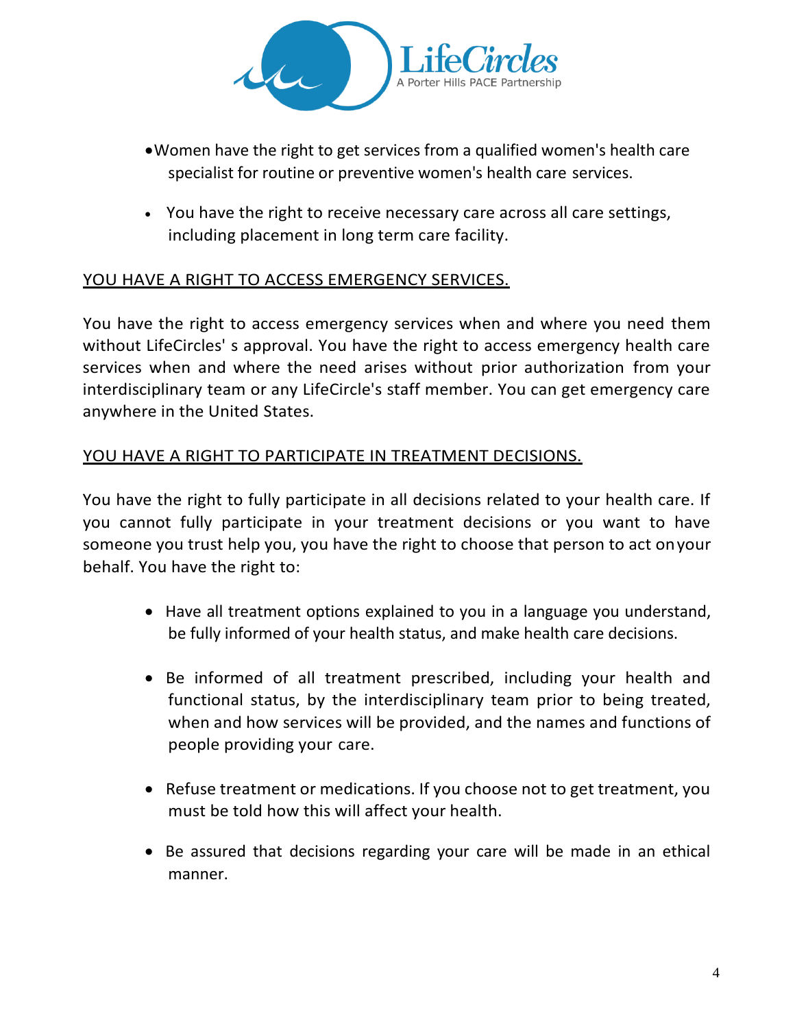- Women have the right to get services from a qualified women's health care specialist for routine or preventive women's health care services.
- You have the right to receive necessary care across all care settings, including placement in long term care facility.

## YOU HAVE A RIGHT TO ACCESS EMERGENCY SERVICES.

You have the right to access emergency services when and where you need them without LifeCircles' s approval. You have the right to access emergency health care services when and where the need arises without prior authorization from your interdisciplinary team or any LifeCircle's staff member. You can get emergency care anywhere in the United States.

## YOU HAVE A RIGHT TO PARTICIPATE IN TREATMENT DECISIONS.

You have the right to fully participate in all decisions related to your health care. If you cannot fully participate in your treatment decisions or you want to have someone you trust help you, you have the right to choose that person to act on your behalf. You have the right to:

- Have all treatment options explained to you in a language you understand, be fully informed of your health status, and make health care decisions.
- Be informed of all treatment prescribed, including your health and functional status, by the interdisciplinary team prior to being treated, when and how services will be provided, and the names and functions of people providing your care.
- Refuse treatment or medications. If you choose not to get treatment, you must be told how this will affect your health.
- Be assured that decisions regarding your care will be made in an ethical manner.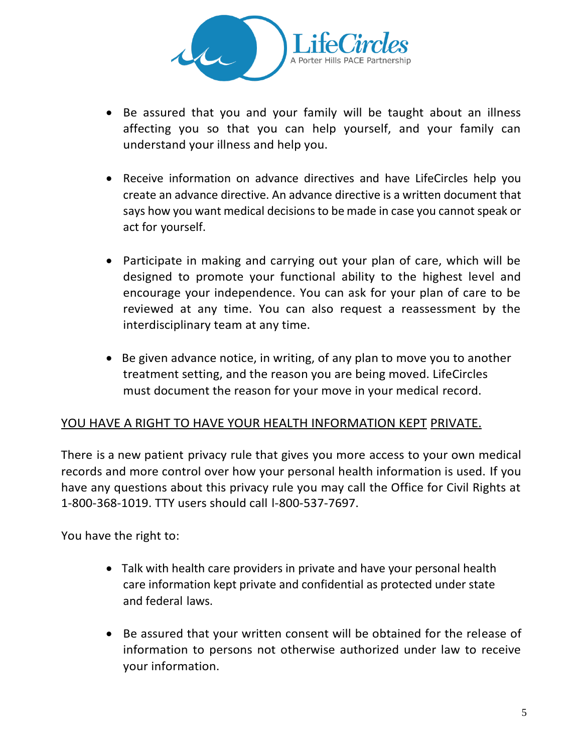- Be assured that you and your family will be taught about an illness affecting you so that you can help yourself, and your family can understand your illness and help you.

- Receive information on advance directives and have LifeCircles help you create an advance directive. An advance directive is a written document that says how you want medical decisions to be made in case you cannot speak or act for yourself.

- Participate in making and carrying out your plan of care, which will be designed to promote your functional ability to the highest level and encourage your independence. You can ask for your plan of care to be reviewed at any time. You can also request a reassessment by the interdisciplinary team at any time.

- Be given advance notice, in writing, of any plan to move you to another treatment setting, and the reason you are being moved. LifeCircles must document the reason for your move in your medical record.

## YOU HAVE A RIGHT TO HAVE YOUR HEALTH INFORMATION KEPT PRIVATE.

There is a new patient privacy rule that gives you more access to your own medical records and more control over how your personal health information is used. If you have any questions about this privacy rule you may call the Office for Civil Rights at 1-800-368-1019. TTY users should call l-800-537-7697.

You have the right to:

- Talk with health care providers in private and have your personal health care information kept private and confidential as protected under state and federal laws.

- Be assured that your written consent will be obtained for the release of information to persons not otherwise authorized under law to receive your information.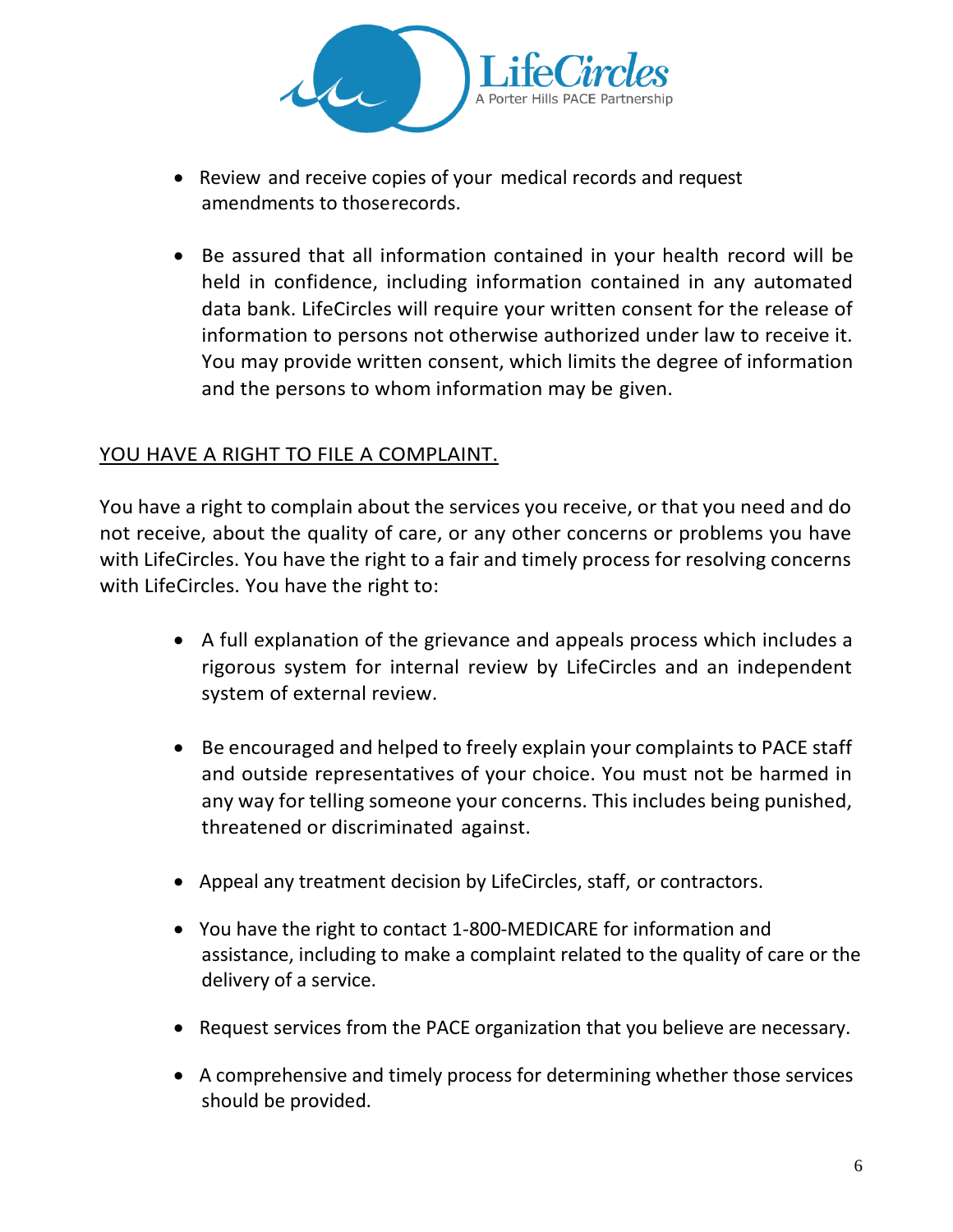- Review and receive copies of your medical records and request amendments to thoserecords.

- Be assured that all information contained in your health record will be held in confidence, including information contained in any automated data bank. LifeCircles will require your written consent for the release of information to persons not otherwise authorized under law to receive it. You may provide written consent, which limits the degree of information and the persons to whom information may be given.

## YOU HAVE A RIGHT TO FILE A COMPLAINT.

You have a right to complain about the services you receive, or that you need and do not receive, about the quality of care, or any other concerns or problems you have with LifeCircles. You have the right to a fair and timely process for resolving concerns with LifeCircles. You have the right to:

- A full explanation of the grievance and appeals process which includes a rigorous system for internal review by LifeCircles and an independent system of external review.

- Be encouraged and helped to freely explain your complaints to PACE staff and outside representatives of your choice. You must not be harmed in any way for telling someone your concerns. This includes being punished, threatened or discriminated against.

- Appeal any treatment decision by LifeCircles, staff, or contractors.

- You have the right to contact 1-800-MEDICARE for information and assistance, including to make a complaint related to the quality of care or the delivery of a service.

- Request services from the PACE organization that you believe are necessary.

- A comprehensive and timely process for determining whether those services should be provided.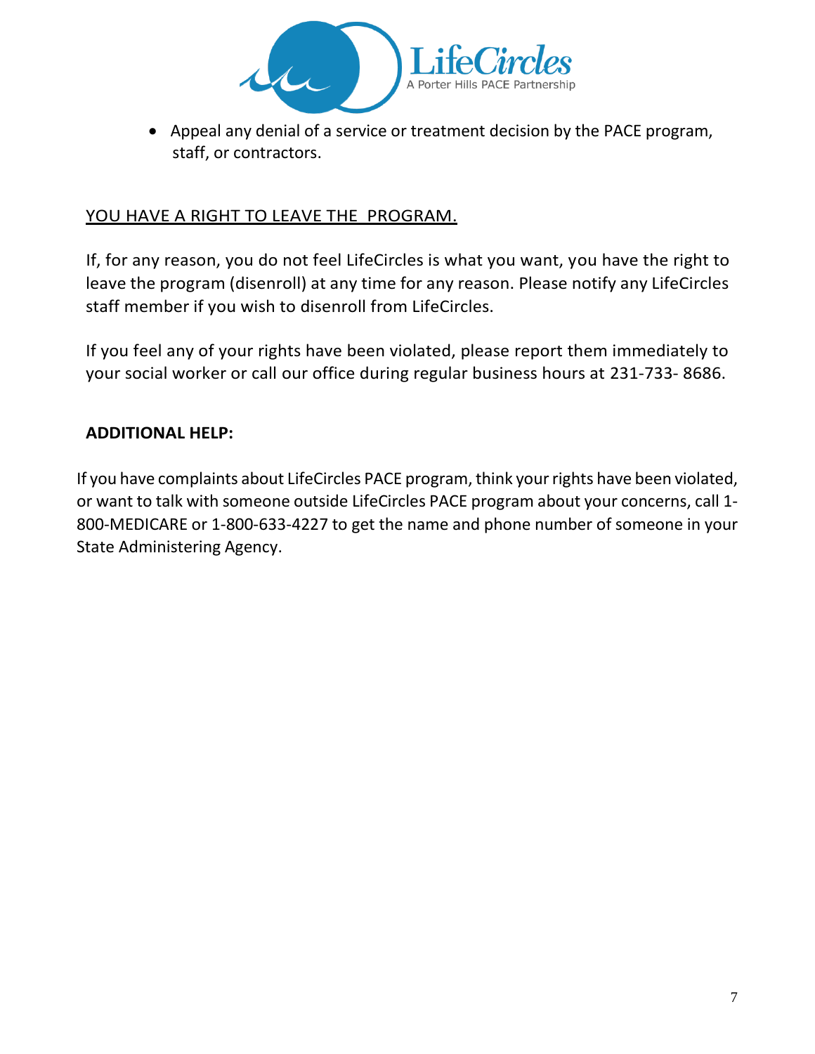- Appeal any denial of a service or treatment decision by the PACE program, staff, or contractors.

## YOU HAVE A RIGHT TO LEAVE THE PROGRAM.

If, for any reason, you do not feel LifeCircles is what you want, you have the right to leave the program (disenroll) at any time for any reason. Please notify any LifeCircles staff member if you wish to disenroll from LifeCircles.

If you feel any of your rights have been violated, please report them immediately to your social worker or call our office during regular business hours at 231-733- 8686.

**ADDITIONAL HELP:**

If you have complaints about LifeCircles PACE program, think your rights have been violated, or want to talk with someone outside LifeCircles PACE program about your concerns, call 1-800-MEDICARE or 1-800-633-4227 to get the name and phone number of someone in your State Administering Agency.